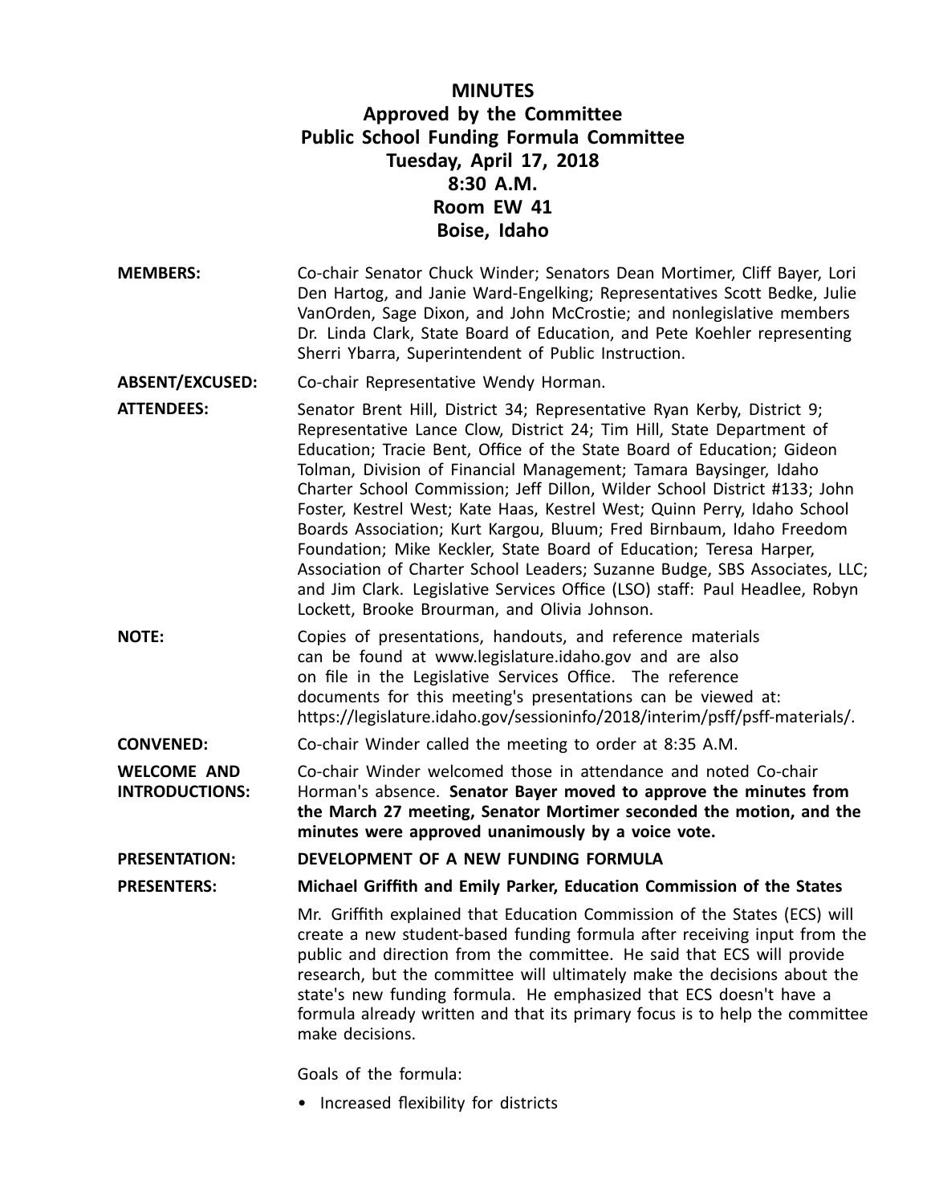# MINUTES
## Approved by the Committee
## Public School Funding Formula Committee
## Tuesday, April 17, 2018
## 8:30 A.M.
## Room EW 41
## Boise, Idaho

**MEMBERS:** Co-chair Senator Chuck Winder; Senators Dean Mortimer, Cliff Bayer, Lori Den Hartog, and Janie Ward-Engelking; Representatives Scott Bedke, Julie VanOrden, Sage Dixon, and John McCrostie; and nonlegislative members Dr. Linda Clark, State Board of Education, and Pete Koehler representing Sherri Ybarra, Superintendent of Public Instruction.

**ABSENT/EXCUSED:** Co-chair Representative Wendy Horman.

**ATTENDEES:** Senator Brent Hill, District 34; Representative Ryan Kerby, District 9; Representative Lance Clow, District 24; Tim Hill, State Department of Education; Tracie Bent, Office of the State Board of Education; Gideon Tolman, Division of Financial Management; Tamara Baysinger, Idaho Charter School Commission; Jeff Dillon, Wilder School District #133; John Foster, Kestrel West; Kate Haas, Kestrel West; Quinn Perry, Idaho School Boards Association; Kurt Kargou, Bluum; Fred Birnbaum, Idaho Freedom Foundation; Mike Keckler, State Board of Education; Teresa Harper, Association of Charter School Leaders; Suzanne Budge, SBS Associates, LLC; and Jim Clark. Legislative Services Office (LSO) staff: Paul Headlee, Robyn Lockett, Brooke Brourman, and Olivia Johnson.

**NOTE:** Copies of presentations, handouts, and reference materials can be found at www.legislature.idaho.gov and are also on file in the Legislative Services Office. The reference documents for this meeting's presentations can be viewed at: https://legislature.idaho.gov/sessioninfo/2018/interim/psff/psff-materials/.

**CONVENED:** Co-chair Winder called the meeting to order at 8:35 A.M.

**WELCOME AND INTRODUCTIONS:** Co-chair Winder welcomed those in attendance and noted Co-chair Horman's absence. **Senator Bayer moved to approve the minutes from the March 27 meeting, Senator Mortimer seconded the motion, and the minutes were approved unanimously by a voice vote.**

**PRESENTATION:** **DEVELOPMENT OF A NEW FUNDING FORMULA**

**PRESENTERS:** **Michael Griffith and Emily Parker, Education Commission of the States**

Mr. Griffith explained that Education Commission of the States (ECS) will create a new student-based funding formula after receiving input from the public and direction from the committee. He said that ECS will provide research, but the committee will ultimately make the decisions about the state's new funding formula. He emphasized that ECS doesn't have a formula already written and that its primary focus is to help the committee make decisions.

Goals of the formula:

- Increased flexibility for districts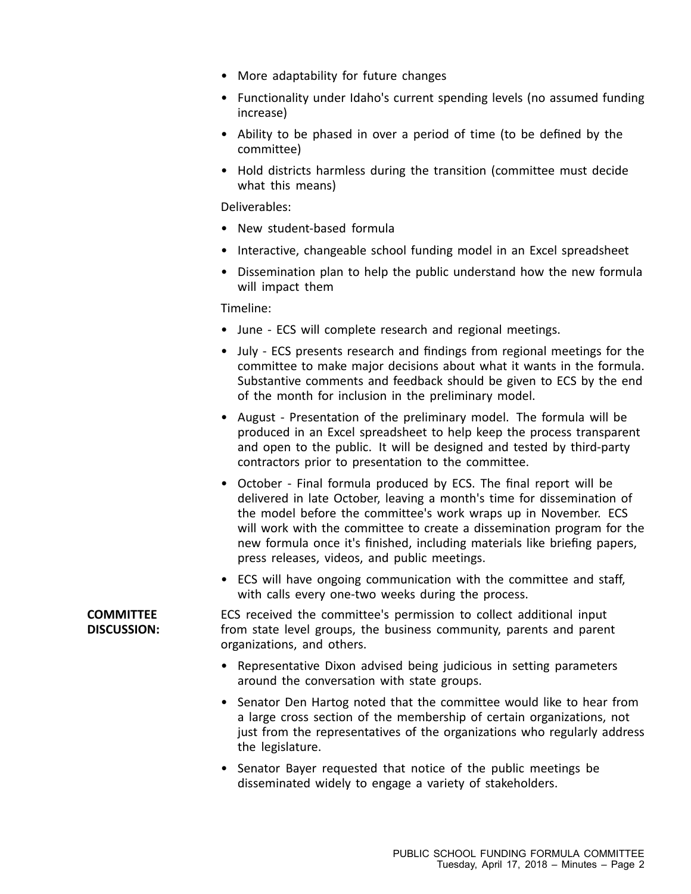- More adaptability for future changes
- Functionality under Idaho's current spending levels (no assumed funding increase)
- Ability to be phased in over a period of time (to be defined by the committee)
- Hold districts harmless during the transition (committee must decide what this means)

Deliverables:

- New student-based formula
- Interactive, changeable school funding model in an Excel spreadsheet
- Dissemination plan to help the public understand how the new formula will impact them

Timeline:

- June - ECS will complete research and regional meetings.
- July - ECS presents research and findings from regional meetings for the committee to make major decisions about what it wants in the formula. Substantive comments and feedback should be given to ECS by the end of the month for inclusion in the preliminary model.
- August - Presentation of the preliminary model. The formula will be produced in an Excel spreadsheet to help keep the process transparent and open to the public. It will be designed and tested by third-party contractors prior to presentation to the committee.
- October - Final formula produced by ECS. The final report will be delivered in late October, leaving a month's time for dissemination of the model before the committee's work wraps up in November. ECS will work with the committee to create a dissemination program for the new formula once it's finished, including materials like briefing papers, press releases, videos, and public meetings.
- ECS will have ongoing communication with the committee and staff, with calls every one-two weeks during the process.

**COMMITTEE DISCUSSION:** ECS received the committee's permission to collect additional input from state level groups, the business community, parents and parent organizations, and others.

- Representative Dixon advised being judicious in setting parameters around the conversation with state groups.
- Senator Den Hartog noted that the committee would like to hear from a large cross section of the membership of certain organizations, not just from the representatives of the organizations who regularly address the legislature.
- Senator Bayer requested that notice of the public meetings be disseminated widely to engage a variety of stakeholders.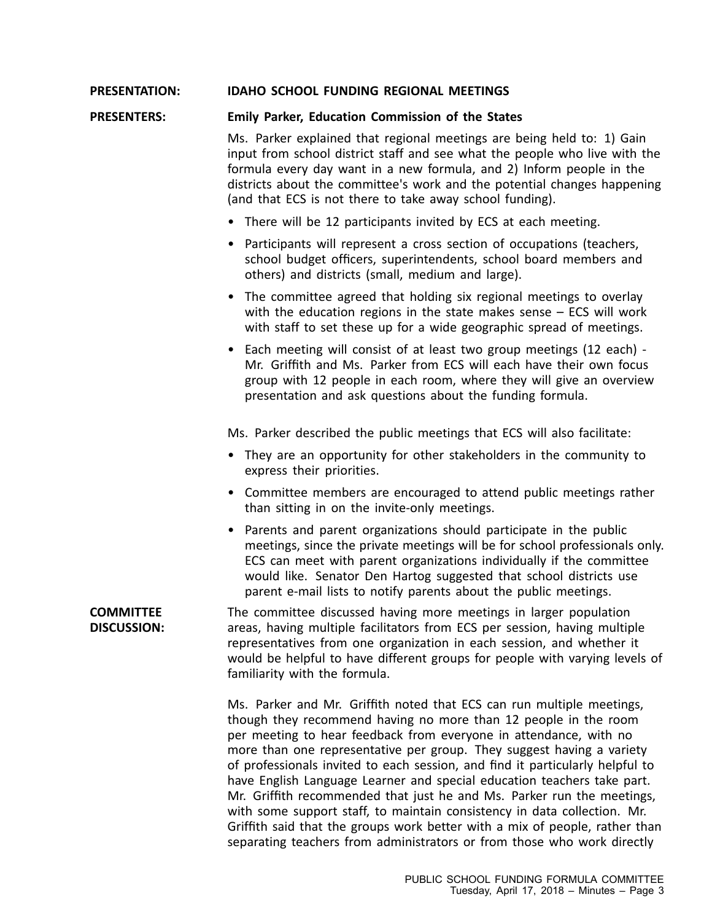**PRESENTATION:** **IDAHO SCHOOL FUNDING REGIONAL MEETINGS**

**PRESENTERS:** **Emily Parker, Education Commission of the States**

Ms. Parker explained that regional meetings are being held to: 1) Gain input from school district staff and see what the people who live with the formula every day want in a new formula, and 2) Inform people in the districts about the committee's work and the potential changes happening (and that ECS is not there to take away school funding).

- There will be 12 participants invited by ECS at each meeting.
- Participants will represent a cross section of occupations (teachers, school budget officers, superintendents, school board members and others) and districts (small, medium and large).
- The committee agreed that holding six regional meetings to overlay with the education regions in the state makes sense – ECS will work with staff to set these up for a wide geographic spread of meetings.
- Each meeting will consist of at least two group meetings (12 each) - Mr. Griffith and Ms. Parker from ECS will each have their own focus group with 12 people in each room, where they will give an overview presentation and ask questions about the funding formula.

Ms. Parker described the public meetings that ECS will also facilitate:

- They are an opportunity for other stakeholders in the community to express their priorities.
- Committee members are encouraged to attend public meetings rather than sitting in on the invite-only meetings.
- Parents and parent organizations should participate in the public meetings, since the private meetings will be for school professionals only. ECS can meet with parent organizations individually if the committee would like. Senator Den Hartog suggested that school districts use parent e-mail lists to notify parents about the public meetings.

**COMMITTEE DISCUSSION:** The committee discussed having more meetings in larger population areas, having multiple facilitators from ECS per session, having multiple representatives from one organization in each session, and whether it would be helpful to have different groups for people with varying levels of familiarity with the formula.

Ms. Parker and Mr. Griffith noted that ECS can run multiple meetings, though they recommend having no more than 12 people in the room per meeting to hear feedback from everyone in attendance, with no more than one representative per group. They suggest having a variety of professionals invited to each session, and find it particularly helpful to have English Language Learner and special education teachers take part. Mr. Griffith recommended that just he and Ms. Parker run the meetings, with some support staff, to maintain consistency in data collection. Mr. Griffith said that the groups work better with a mix of people, rather than separating teachers from administrators or from those who work directly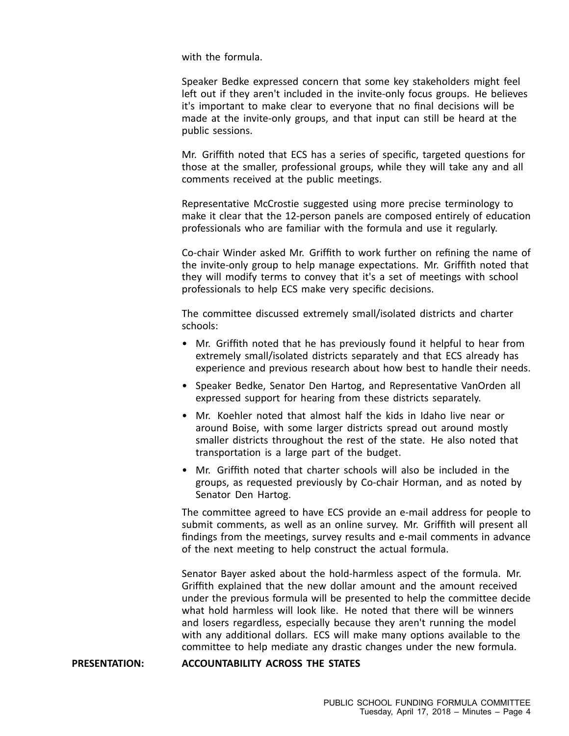with the formula.

Speaker Bedke expressed concern that some key stakeholders might feel left out if they aren't included in the invite-only focus groups. He believes it's important to make clear to everyone that no final decisions will be made at the invite-only groups, and that input can still be heard at the public sessions.

Mr. Griffith noted that ECS has a series of specific, targeted questions for those at the smaller, professional groups, while they will take any and all comments received at the public meetings.

Representative McCrostie suggested using more precise terminology to make it clear that the 12-person panels are composed entirely of education professionals who are familiar with the formula and use it regularly.

Co-chair Winder asked Mr. Griffith to work further on refining the name of the invite-only group to help manage expectations. Mr. Griffith noted that they will modify terms to convey that it's a set of meetings with school professionals to help ECS make very specific decisions.

The committee discussed extremely small/isolated districts and charter schools:

- Mr. Griffith noted that he has previously found it helpful to hear from extremely small/isolated districts separately and that ECS already has experience and previous research about how best to handle their needs.
- Speaker Bedke, Senator Den Hartog, and Representative VanOrden all expressed support for hearing from these districts separately.
- Mr. Koehler noted that almost half the kids in Idaho live near or around Boise, with some larger districts spread out around mostly smaller districts throughout the rest of the state. He also noted that transportation is a large part of the budget.
- Mr. Griffith noted that charter schools will also be included in the groups, as requested previously by Co-chair Horman, and as noted by Senator Den Hartog.

The committee agreed to have ECS provide an e-mail address for people to submit comments, as well as an online survey. Mr. Griffith will present all findings from the meetings, survey results and e-mail comments in advance of the next meeting to help construct the actual formula.

Senator Bayer asked about the hold-harmless aspect of the formula. Mr. Griffith explained that the new dollar amount and the amount received under the previous formula will be presented to help the committee decide what hold harmless will look like. He noted that there will be winners and losers regardless, especially because they aren't running the model with any additional dollars. ECS will make many options available to the committee to help mediate any drastic changes under the new formula.

**PRESENTATION:** **ACCOUNTABILITY ACROSS THE STATES**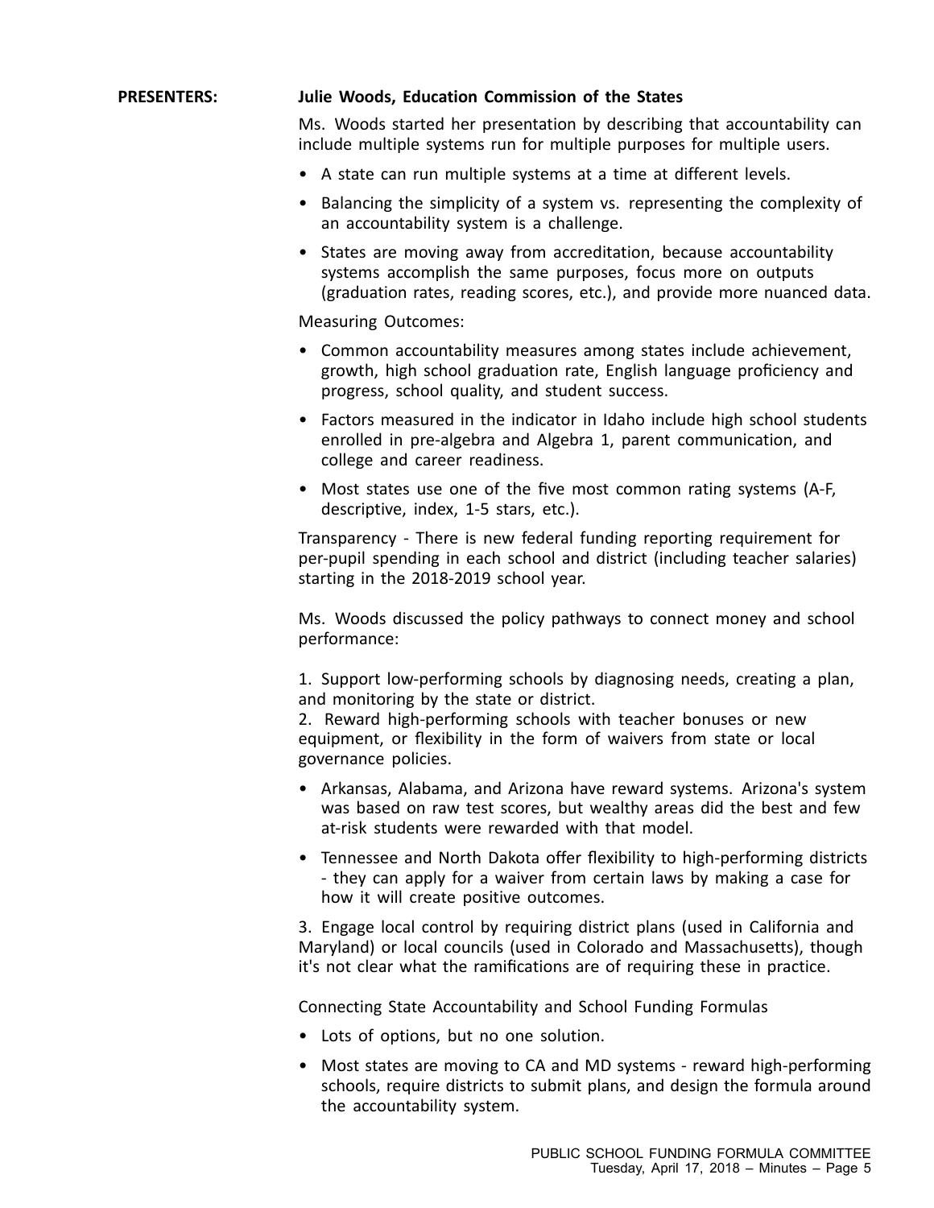**PRESENTERS:** **Julie Woods, Education Commission of the States**

Ms. Woods started her presentation by describing that accountability can include multiple systems run for multiple purposes for multiple users.

- A state can run multiple systems at a time at different levels.
- Balancing the simplicity of a system vs. representing the complexity of an accountability system is a challenge.
- States are moving away from accreditation, because accountability systems accomplish the same purposes, focus more on outputs (graduation rates, reading scores, etc.), and provide more nuanced data.

Measuring Outcomes:

- Common accountability measures among states include achievement, growth, high school graduation rate, English language proficiency and progress, school quality, and student success.
- Factors measured in the indicator in Idaho include high school students enrolled in pre-algebra and Algebra 1, parent communication, and college and career readiness.
- Most states use one of the five most common rating systems (A-F, descriptive, index, 1-5 stars, etc.).

Transparency - There is new federal funding reporting requirement for per-pupil spending in each school and district (including teacher salaries) starting in the 2018-2019 school year.

Ms. Woods discussed the policy pathways to connect money and school performance:

1. Support low-performing schools by diagnosing needs, creating a plan, and monitoring by the state or district.
2. Reward high-performing schools with teacher bonuses or new equipment, or flexibility in the form of waivers from state or local governance policies.

- Arkansas, Alabama, and Arizona have reward systems. Arizona's system was based on raw test scores, but wealthy areas did the best and few at-risk students were rewarded with that model.
- Tennessee and North Dakota offer flexibility to high-performing districts - they can apply for a waiver from certain laws by making a case for how it will create positive outcomes.

3. Engage local control by requiring district plans (used in California and Maryland) or local councils (used in Colorado and Massachusetts), though it's not clear what the ramifications are of requiring these in practice.

Connecting State Accountability and School Funding Formulas

- Lots of options, but no one solution.
- Most states are moving to CA and MD systems - reward high-performing schools, require districts to submit plans, and design the formula around the accountability system.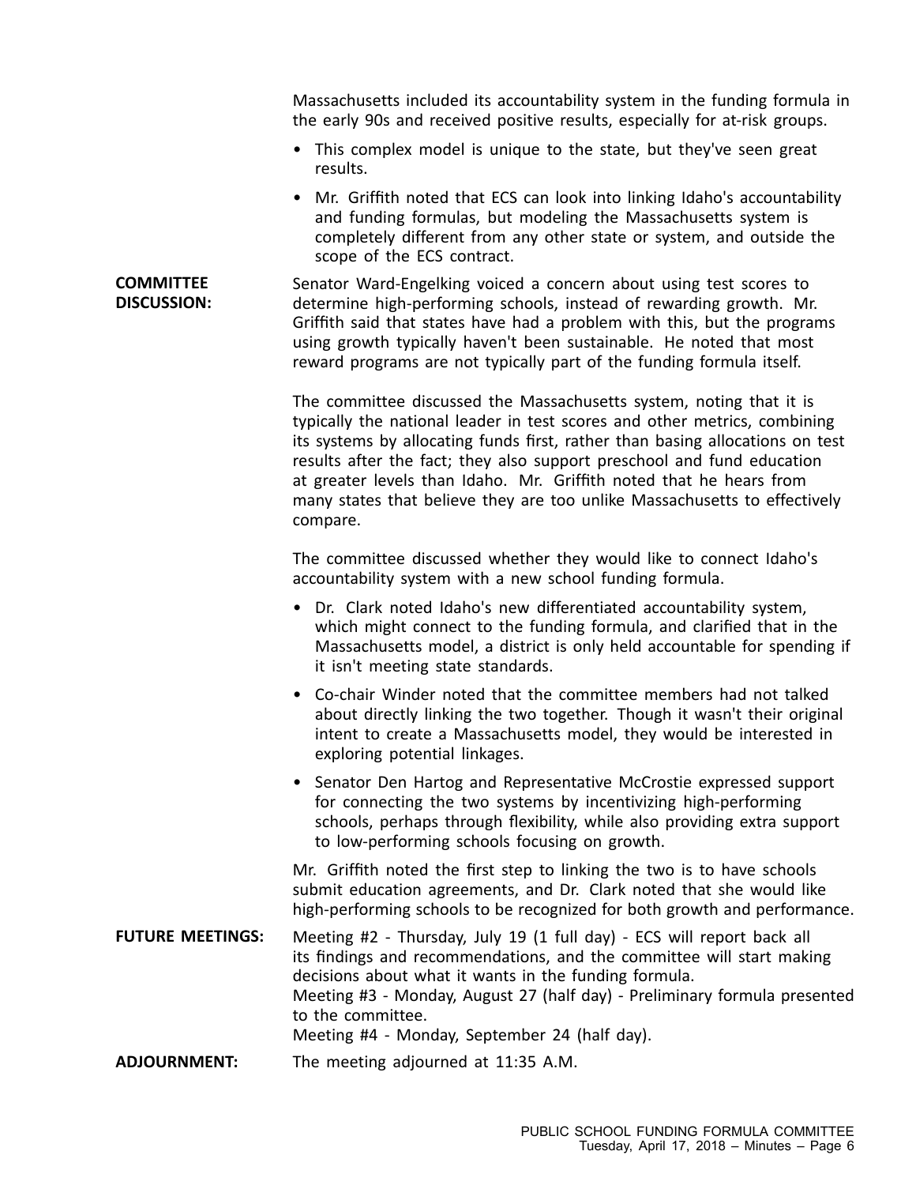Massachusetts included its accountability system in the funding formula in the early 90s and received positive results, especially for at-risk groups.

- This complex model is unique to the state, but they've seen great results.
- Mr. Griffith noted that ECS can look into linking Idaho's accountability and funding formulas, but modeling the Massachusetts system is completely different from any other state or system, and outside the scope of the ECS contract.

**COMMITTEE DISCUSSION:** Senator Ward-Engelking voiced a concern about using test scores to determine high-performing schools, instead of rewarding growth. Mr. Griffith said that states have had a problem with this, but the programs using growth typically haven't been sustainable. He noted that most reward programs are not typically part of the funding formula itself.

The committee discussed the Massachusetts system, noting that it is typically the national leader in test scores and other metrics, combining its systems by allocating funds first, rather than basing allocations on test results after the fact; they also support preschool and fund education at greater levels than Idaho. Mr. Griffith noted that he hears from many states that believe they are too unlike Massachusetts to effectively compare.

The committee discussed whether they would like to connect Idaho's accountability system with a new school funding formula.

- Dr. Clark noted Idaho's new differentiated accountability system, which might connect to the funding formula, and clarified that in the Massachusetts model, a district is only held accountable for spending if it isn't meeting state standards.
- Co-chair Winder noted that the committee members had not talked about directly linking the two together. Though it wasn't their original intent to create a Massachusetts model, they would be interested in exploring potential linkages.
- Senator Den Hartog and Representative McCrostie expressed support for connecting the two systems by incentivizing high-performing schools, perhaps through flexibility, while also providing extra support to low-performing schools focusing on growth.

Mr. Griffith noted the first step to linking the two is to have schools submit education agreements, and Dr. Clark noted that she would like high-performing schools to be recognized for both growth and performance.

**FUTURE MEETINGS:** Meeting #2 - Thursday, July 19 (1 full day) - ECS will report back all its findings and recommendations, and the committee will start making decisions about what it wants in the funding formula.
Meeting #3 - Monday, August 27 (half day) - Preliminary formula presented to the committee.
Meeting #4 - Monday, September 24 (half day).

**ADJOURNMENT:** The meeting adjourned at 11:35 A.M.